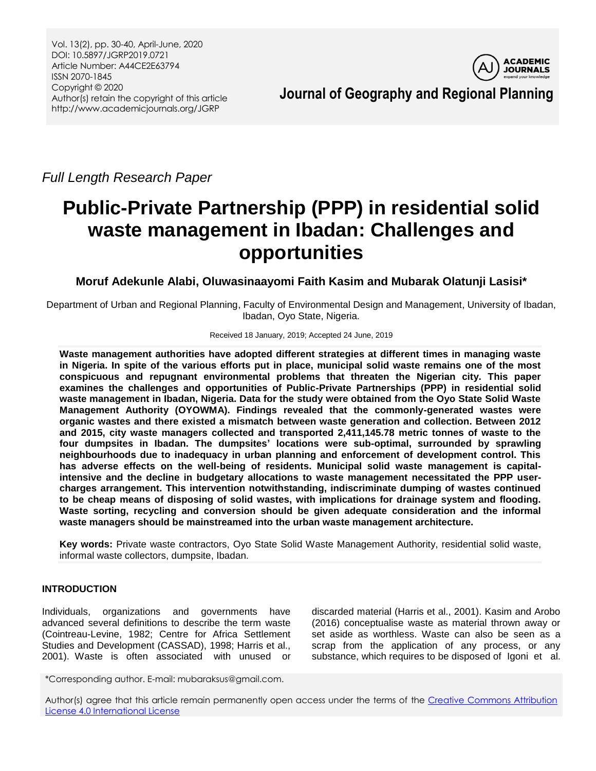Vol. 13(2), pp. 30-40, April-June, 2020
DOI: 10.5897/JGRP2019.0721
Article Number: A44CE2E63794
ISSN 2070-1845
Copyright © 2020
Author(s) retain the copyright of this article
http://www.academicjournals.org/JGRP

**Journal of Geography and Regional Planning**

*Full Length Research Paper*

# Public-Private Partnership (PPP) in residential solid waste management in Ibadan: Challenges and opportunities

**Moruf Adekunle Alabi, Oluwasinaayomi Faith Kasim and Mubarak Olatunji Lasisi***

Department of Urban and Regional Planning, Faculty of Environmental Design and Management, University of Ibadan, Ibadan, Oyo State, Nigeria.

Received 18 January, 2019; Accepted 24 June, 2019

**Waste management authorities have adopted different strategies at different times in managing waste in Nigeria. In spite of the various efforts put in place, municipal solid waste remains one of the most conspicuous and repugnant environmental problems that threaten the Nigerian city. This paper examines the challenges and opportunities of Public-Private Partnerships (PPP) in residential solid waste management in Ibadan, Nigeria. Data for the study were obtained from the Oyo State Solid Waste Management Authority (OYOWMA). Findings revealed that the commonly-generated wastes were organic wastes and there existed a mismatch between waste generation and collection. Between 2012 and 2015, city waste managers collected and transported 2,411,145.78 metric tonnes of waste to the four dumpsites in Ibadan. The dumpsites' locations were sub-optimal, surrounded by sprawling neighbourhoods due to inadequacy in urban planning and enforcement of development control. This has adverse effects on the well-being of residents. Municipal solid waste management is capital-intensive and the decline in budgetary allocations to waste management necessitated the PPP user-charges arrangement. This intervention notwithstanding, indiscriminate dumping of wastes continued to be cheap means of disposing of solid wastes, with implications for drainage system and flooding. Waste sorting, recycling and conversion should be given adequate consideration and the informal waste managers should be mainstreamed into the urban waste management architecture.**

**Key words:** Private waste contractors, Oyo State Solid Waste Management Authority, residential solid waste, informal waste collectors, dumpsite, Ibadan.

## INTRODUCTION

Individuals, organizations and governments have advanced several definitions to describe the term waste (Cointreau-Levine, 1982; Centre for Africa Settlement Studies and Development (CASSAD), 1998; Harris et al., 2001). Waste is often associated with unused or discarded material (Harris et al., 2001). Kasim and Arobo (2016) conceptualise waste as material thrown away or set aside as worthless. Waste can also be seen as a scrap from the application of any process, or any substance, which requires to be disposed of Igoni et al.

*Corresponding author. E-mail: mubaraksus@gmail.com.

Author(s) agree that this article remain permanently open access under the terms of the Creative Commons Attribution License 4.0 International License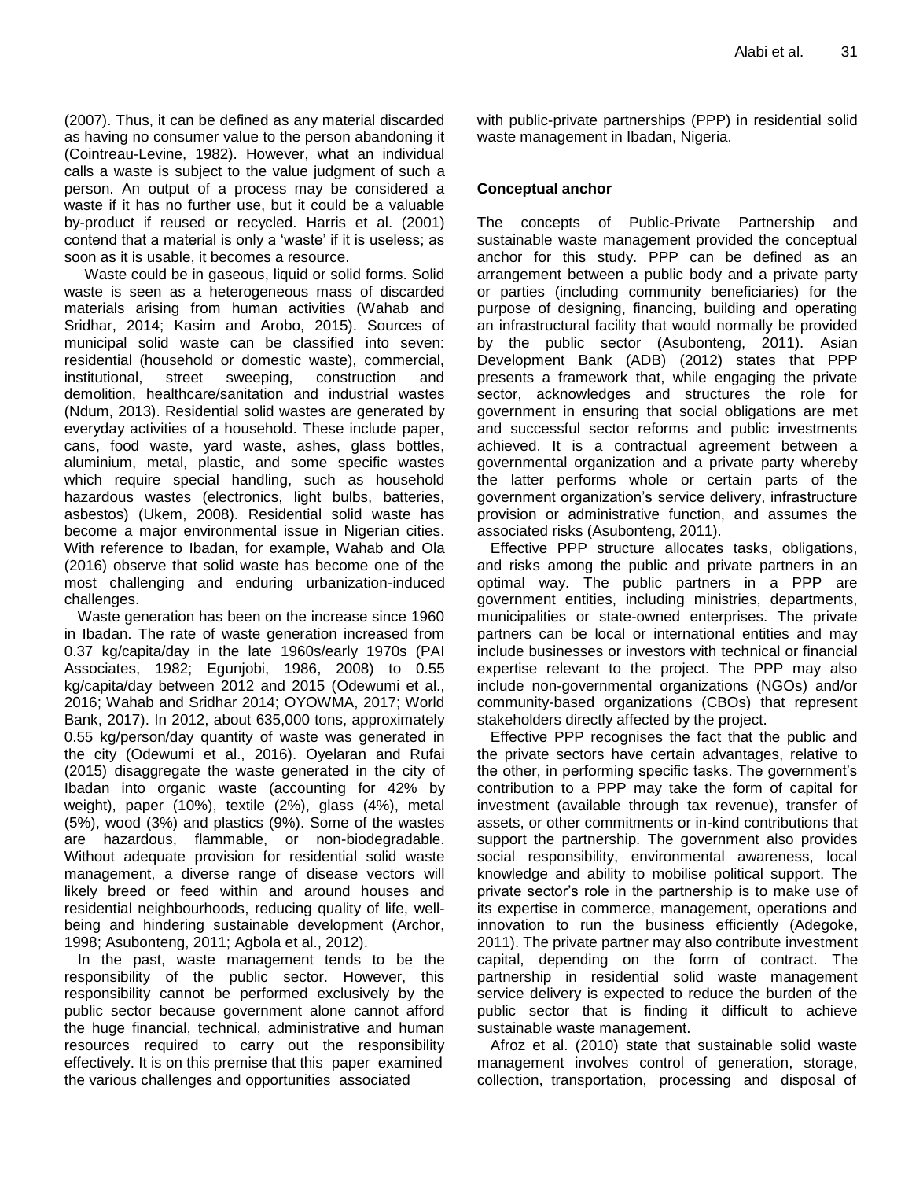(2007). Thus, it can be defined as any material discarded as having no consumer value to the person abandoning it (Cointreau-Levine, 1982). However, what an individual calls a waste is subject to the value judgment of such a person. An output of a process may be considered a waste if it has no further use, but it could be a valuable by-product if reused or recycled. Harris et al. (2001) contend that a material is only a 'waste' if it is useless; as soon as it is usable, it becomes a resource.

Waste could be in gaseous, liquid or solid forms. Solid waste is seen as a heterogeneous mass of discarded materials arising from human activities (Wahab and Sridhar, 2014; Kasim and Arobo, 2015). Sources of municipal solid waste can be classified into seven: residential (household or domestic waste), commercial, institutional, street sweeping, construction and demolition, healthcare/sanitation and industrial wastes (Ndum, 2013). Residential solid wastes are generated by everyday activities of a household. These include paper, cans, food waste, yard waste, ashes, glass bottles, aluminium, metal, plastic, and some specific wastes which require special handling, such as household hazardous wastes (electronics, light bulbs, batteries, asbestos) (Ukem, 2008). Residential solid waste has become a major environmental issue in Nigerian cities. With reference to Ibadan, for example, Wahab and Ola (2016) observe that solid waste has become one of the most challenging and enduring urbanization-induced challenges.

Waste generation has been on the increase since 1960 in Ibadan. The rate of waste generation increased from 0.37 kg/capita/day in the late 1960s/early 1970s (PAI Associates, 1982; Egunjobi, 1986, 2008) to 0.55 kg/capita/day between 2012 and 2015 (Odewumi et al., 2016; Wahab and Sridhar 2014; OYOWMA, 2017; World Bank, 2017). In 2012, about 635,000 tons, approximately 0.55 kg/person/day quantity of waste was generated in the city (Odewumi et al., 2016). Oyelaran and Rufai (2015) disaggregate the waste generated in the city of Ibadan into organic waste (accounting for 42% by weight), paper (10%), textile (2%), glass (4%), metal (5%), wood (3%) and plastics (9%). Some of the wastes are hazardous, flammable, or non-biodegradable. Without adequate provision for residential solid waste management, a diverse range of disease vectors will likely breed or feed within and around houses and residential neighbourhoods, reducing quality of life, well-being and hindering sustainable development (Archor, 1998; Asubonteng, 2011; Agbola et al., 2012).

In the past, waste management tends to be the responsibility of the public sector. However, this responsibility cannot be performed exclusively by the public sector because government alone cannot afford the huge financial, technical, administrative and human resources required to carry out the responsibility effectively. It is on this premise that this paper examined the various challenges and opportunities associated with public-private partnerships (PPP) in residential solid waste management in Ibadan, Nigeria.

## Conceptual anchor

The concepts of Public-Private Partnership and sustainable waste management provided the conceptual anchor for this study. PPP can be defined as an arrangement between a public body and a private party or parties (including community beneficiaries) for the purpose of designing, financing, building and operating an infrastructural facility that would normally be provided by the public sector (Asubonteng, 2011). Asian Development Bank (ADB) (2012) states that PPP presents a framework that, while engaging the private sector, acknowledges and structures the role for government in ensuring that social obligations are met and successful sector reforms and public investments achieved. It is a contractual agreement between a governmental organization and a private party whereby the latter performs whole or certain parts of the government organization's service delivery, infrastructure provision or administrative function, and assumes the associated risks (Asubonteng, 2011).

Effective PPP structure allocates tasks, obligations, and risks among the public and private partners in an optimal way. The public partners in a PPP are government entities, including ministries, departments, municipalities or state-owned enterprises. The private partners can be local or international entities and may include businesses or investors with technical or financial expertise relevant to the project. The PPP may also include non-governmental organizations (NGOs) and/or community-based organizations (CBOs) that represent stakeholders directly affected by the project.

Effective PPP recognises the fact that the public and the private sectors have certain advantages, relative to the other, in performing specific tasks. The government's contribution to a PPP may take the form of capital for investment (available through tax revenue), transfer of assets, or other commitments or in-kind contributions that support the partnership. The government also provides social responsibility, environmental awareness, local knowledge and ability to mobilise political support. The private sector's role in the partnership is to make use of its expertise in commerce, management, operations and innovation to run the business efficiently (Adegoke, 2011). The private partner may also contribute investment capital, depending on the form of contract. The partnership in residential solid waste management service delivery is expected to reduce the burden of the public sector that is finding it difficult to achieve sustainable waste management.

Afroz et al. (2010) state that sustainable solid waste management involves control of generation, storage, collection, transportation, processing and disposal of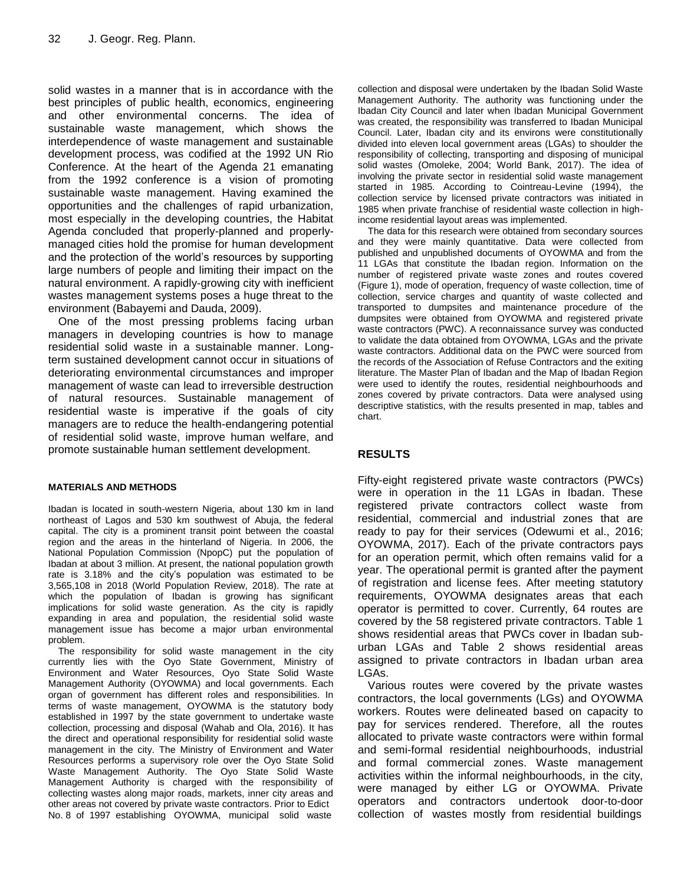solid wastes in a manner that is in accordance with the best principles of public health, economics, engineering and other environmental concerns. The idea of sustainable waste management, which shows the interdependence of waste management and sustainable development process, was codified at the 1992 UN Rio Conference. At the heart of the Agenda 21 emanating from the 1992 conference is a vision of promoting sustainable waste management. Having examined the opportunities and the challenges of rapid urbanization, most especially in the developing countries, the Habitat Agenda concluded that properly-planned and properly-managed cities hold the promise for human development and the protection of the world's resources by supporting large numbers of people and limiting their impact on the natural environment. A rapidly-growing city with inefficient wastes management systems poses a huge threat to the environment (Babayemi and Dauda, 2009).

One of the most pressing problems facing urban managers in developing countries is how to manage residential solid waste in a sustainable manner. Long-term sustained development cannot occur in situations of deteriorating environmental circumstances and improper management of waste can lead to irreversible destruction of natural resources. Sustainable management of residential waste is imperative if the goals of city managers are to reduce the health-endangering potential of residential solid waste, improve human welfare, and promote sustainable human settlement development.

## MATERIALS AND METHODS

Ibadan is located in south-western Nigeria, about 130 km in land northeast of Lagos and 530 km southwest of Abuja, the federal capital. The city is a prominent transit point between the coastal region and the areas in the hinterland of Nigeria. In 2006, the National Population Commission (NpopC) put the population of Ibadan at about 3 million. At present, the national population growth rate is 3.18% and the city's population was estimated to be 3,565,108 in 2018 (World Population Review, 2018). The rate at which the population of Ibadan is growing has significant implications for solid waste generation. As the city is rapidly expanding in area and population, the residential solid waste management issue has become a major urban environmental problem.

The responsibility for solid waste management in the city currently lies with the Oyo State Government, Ministry of Environment and Water Resources, Oyo State Solid Waste Management Authority (OYOWMA) and local governments. Each organ of government has different roles and responsibilities. In terms of waste management, OYOWMA is the statutory body established in 1997 by the state government to undertake waste collection, processing and disposal (Wahab and Ola, 2016). It has the direct and operational responsibility for residential solid waste management in the city. The Ministry of Environment and Water Resources performs a supervisory role over the Oyo State Solid Waste Management Authority. The Oyo State Solid Waste Management Authority is charged with the responsibility of collecting wastes along major roads, markets, inner city areas and other areas not covered by private waste contractors. Prior to Edict No. 8 of 1997 establishing OYOWMA, municipal solid waste collection and disposal were undertaken by the Ibadan Solid Waste Management Authority. The authority was functioning under the Ibadan City Council and later when Ibadan Municipal Government was created, the responsibility was transferred to Ibadan Municipal Council. Later, Ibadan city and its environs were constitutionally divided into eleven local government areas (LGAs) to shoulder the responsibility of collecting, transporting and disposing of municipal solid wastes (Omoleke, 2004; World Bank, 2017). The idea of involving the private sector in residential solid waste management started in 1985. According to Cointreau-Levine (1994), the collection service by licensed private contractors was initiated in 1985 when private franchise of residential waste collection in high-income residential layout areas was implemented.

The data for this research were obtained from secondary sources and they were mainly quantitative. Data were collected from published and unpublished documents of OYOWMA and from the 11 LGAs that constitute the Ibadan region. Information on the number of registered private waste zones and routes covered (Figure 1), mode of operation, frequency of waste collection, time of collection, service charges and quantity of waste collected and transported to dumpsites and maintenance procedure of the dumpsites were obtained from OYOWMA and registered private waste contractors (PWC). A reconnaissance survey was conducted to validate the data obtained from OYOWMA, LGAs and the private waste contractors. Additional data on the PWC were sourced from the records of the Association of Refuse Contractors and the exiting literature. The Master Plan of Ibadan and the Map of Ibadan Region were used to identify the routes, residential neighbourhoods and zones covered by private contractors. Data were analysed using descriptive statistics, with the results presented in map, tables and chart.

## RESULTS

Fifty-eight registered private waste contractors (PWCs) were in operation in the 11 LGAs in Ibadan. These registered private contractors collect waste from residential, commercial and industrial zones that are ready to pay for their services (Odewumi et al., 2016; OYOWMA, 2017). Each of the private contractors pays for an operation permit, which often remains valid for a year. The operational permit is granted after the payment of registration and license fees. After meeting statutory requirements, OYOWMA designates areas that each operator is permitted to cover. Currently, 64 routes are covered by the 58 registered private contractors. Table 1 shows residential areas that PWCs cover in Ibadan sub-urban LGAs and Table 2 shows residential areas assigned to private contractors in Ibadan urban area LGAs.

Various routes were covered by the private wastes contractors, the local governments (LGs) and OYOWMA workers. Routes were delineated based on capacity to pay for services rendered. Therefore, all the routes allocated to private waste contractors were within formal and semi-formal residential neighbourhoods, industrial and formal commercial zones. Waste management activities within the informal neighbourhoods, in the city, were managed by either LG or OYOWMA. Private operators and contractors undertook door-to-door collection of wastes mostly from residential buildings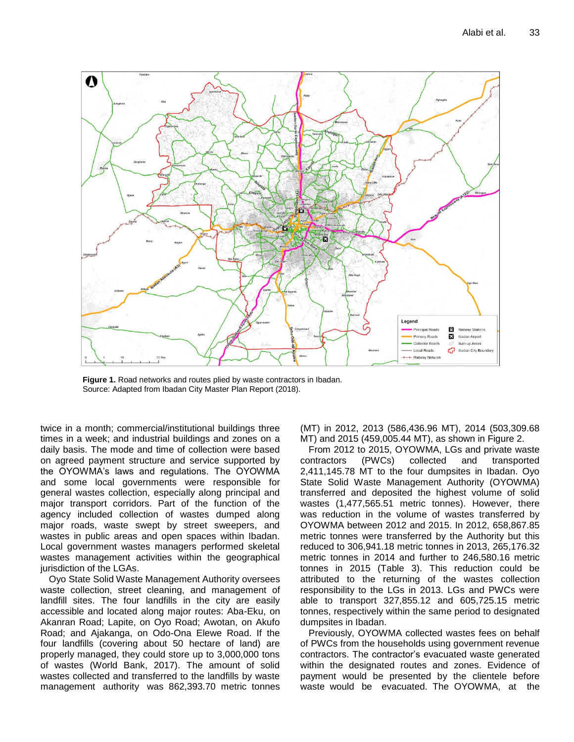**Figure 1.** Road networks and routes plied by waste contractors in Ibadan.
Source: Adapted from Ibadan City Master Plan Report (2018).

twice in a month; commercial/institutional buildings three times in a week; and industrial buildings and zones on a daily basis. The mode and time of collection were based on agreed payment structure and service supported by the OYOWMA's laws and regulations. The OYOWMA and some local governments were responsible for general wastes collection, especially along principal and major transport corridors. Part of the function of the agency included collection of wastes dumped along major roads, waste swept by street sweepers, and wastes in public areas and open spaces within Ibadan. Local government wastes managers performed skeletal wastes management activities within the geographical jurisdiction of the LGAs.

Oyo State Solid Waste Management Authority oversees waste collection, street cleaning, and management of landfill sites. The four landfills in the city are easily accessible and located along major routes: Aba-Eku, on Akanran Road; Lapite, on Oyo Road; Awotan, on Akufo Road; and Ajakanga, on Odo-Ona Elewe Road. If the four landfills (covering about 50 hectare of land) are properly managed, they could store up to 3,000,000 tons of wastes (World Bank, 2017). The amount of solid wastes collected and transferred to the landfills by waste management authority was 862,393.70 metric tonnes (MT) in 2012, 2013 (586,436.96 MT), 2014 (503,309.68 MT) and 2015 (459,005.44 MT), as shown in Figure 2.

From 2012 to 2015, OYOWMA, LGs and private waste contractors (PWCs) collected and transported 2,411,145.78 MT to the four dumpsites in Ibadan. Oyo State Solid Waste Management Authority (OYOWMA) transferred and deposited the highest volume of solid wastes (1,477,565.51 metric tonnes). However, there was reduction in the volume of wastes transferred by OYOWMA between 2012 and 2015. In 2012, 658,867.85 metric tonnes were transferred by the Authority but this reduced to 306,941.18 metric tonnes in 2013, 265,176.32 metric tonnes in 2014 and further to 246,580.16 metric tonnes in 2015 (Table 3). This reduction could be attributed to the returning of the wastes collection responsibility to the LGs in 2013. LGs and PWCs were able to transport 327,855.12 and 605,725.15 metric tonnes, respectively within the same period to designated dumpsites in Ibadan.

Previously, OYOWMA collected wastes fees on behalf of PWCs from the households using government revenue contractors. The contractor's evacuated waste generated within the designated routes and zones. Evidence of payment would be presented by the clientele before waste would be evacuated. The OYOWMA, at the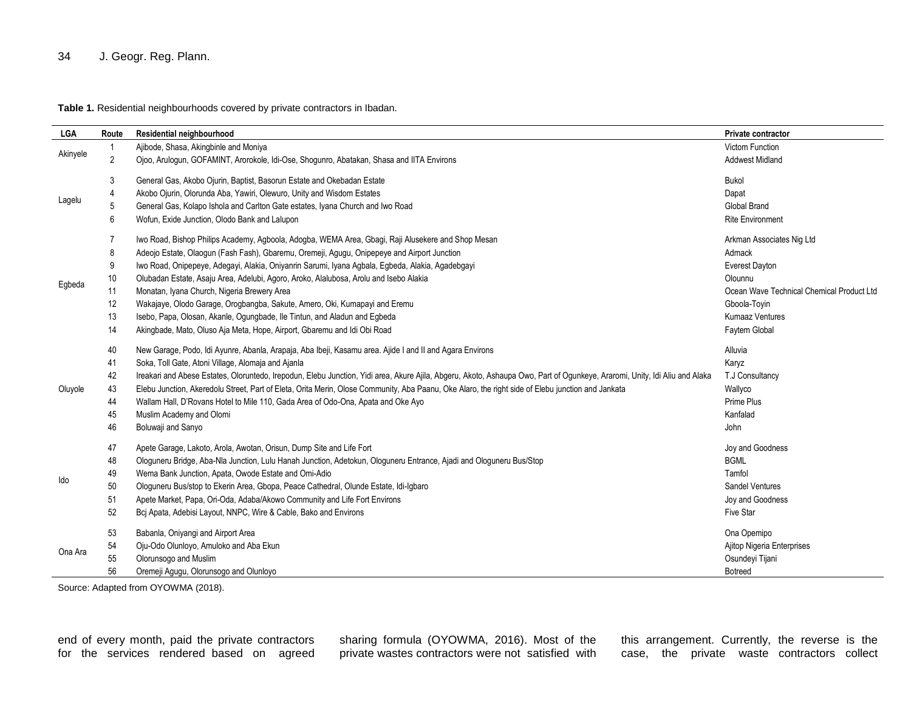**Table 1.** Residential neighbourhoods covered by private contractors in Ibadan.

| LGA | Route | Residential neighbourhood | Private contractor |
|---|---|---|---|
| Akinyele | 1 | Ajibode, Shasa, Akingbinle and Moniya | Victom Function |
| | 2 | Ojoo, Arulogun, GOFAMINT, Arorokole, Idi-Ose, Shogunro, Abatakan, Shasa and IITA Environs | Addwest Midland |
| Lagelu | 3 | General Gas, Akobo Ojurin, Baptist, Basorun Estate and Okebadan Estate | Bukol |
| | 4 | Akobo Ojurin, Olorunda Aba, Yawiri, Olewuro, Unity and Wisdom Estates | Dapat |
| | 5 | General Gas, Kolapo Ishola and Carlton Gate estates, Iyana Church and Iwo Road | Global Brand |
| | 6 | Wofun, Exide Junction, Olodo Bank and Lalupon | Rite Environment |
| Egbeda | 7 | Iwo Road, Bishop Philips Academy, Agboola, Adogba, WEMA Area, Gbagi, Raji Alusekere and Shop Mesan | Arkman Associates Nig Ltd |
| | 8 | Adeojo Estate, Olaogun (Fash Fash), Gbaremu, Oremeji, Agugu, Onipepeye and Airport Junction | Admack |
| | 9 | Iwo Road, Onipepeye, Adegayi, Alakia, Oniyanrin Sarumi, Iyana Agbala, Egbeda, Alakia, Agadebgayi | Everest Dayton |
| | 10 | Olubadan Estate, Asaju Area, Adelubi, Agoro, Aroko, Alalubosa, Arolu and Isebo Alakia | Olounnu |
| | 11 | Monatan, Iyana Church, Nigeria Brewery Area | Ocean Wave Technical Chemical Product Ltd |
| | 12 | Wakajaye, Olodo Garage, Orogbangba, Sakute, Amero, Oki, Kumapayi and Eremu | Gboola-Toyin |
| | 13 | Isebo, Papa, Olosan, Akanle, Ogungbade, Ile Tintun, and Aladun and Egbeda | Kumaaz Ventures |
| | 14 | Akingbade, Mato, Oluso Aja Meta, Hope, Airport, Gbaremu and Idi Obi Road | Faytem Global |
| Oluyole | 40 | New Garage, Podo, Idi Ayunre, Abanla, Arapaja, Aba Ibeji, Kasamu area. Ajide I and II and Agara Environs | Alluvia |
| | 41 | Soka, Toll Gate, Atoni Village, Alomaja and Ajanla | Karyz |
| | 42 | Ireakari and Abese Estates, Oloruntedo, Irepodun, Elebu Junction, Yidi area, Akure Ajila, Abgeru, Akoto, Ashaupa Owo, Part of Ogunkeye, Araromi, Unity, Idi Aliu and Alaka | T.J Consultancy |
| | 43 | Elebu Junction, Akeredolu Street, Part of Eleta, Orita Merin, Olose Community, Aba Paanu, Oke Alaro, the right side of Elebu junction and Jankata | Wallyco |
| | 44 | Wallam Hall, D'Rovans Hotel to Mile 110, Gada Area of Odo-Ona, Apata and Oke Ayo | Prime Plus |
| | 45 | Muslim Academy and Olomi | Kanfalad |
| | 46 | Boluwaji and Sanyo | John |
| Ido | 47 | Apete Garage, Lakoto, Arola, Awotan, Orisun, Dump Site and Life Fort | Joy and Goodness |
| | 48 | Ologuneru Bridge, Aba-Nla Junction, Lulu Hanah Junction, Adetokun, Ologuneru Entrance, Ajadi and Ologuneru Bus/Stop | BGML |
| | 49 | Wema Bank Junction, Apata, Owode Estate and Omi-Adio | Tamfol |
| | 50 | Ologuneru Bus/stop to Ekerin Area, Gbopa, Peace Cathedral, Olunde Estate, Idi-Igbaro | Sandel Ventures |
| | 51 | Apete Market, Papa, Ori-Oda, Adaba/Akowo Community and Life Fort Environs | Joy and Goodness |
| | 52 | Bcj Apata, Adebisi Layout, NNPC, Wire & Cable, Bako and Environs | Five Star |
| Ona Ara | 53 | Babanla, Oniyangi and Airport Area | Ona Opemipo |
| | 54 | Oju-Odo Olunloyo, Amuloko and Aba Ekun | Ajitop Nigeria Enterprises |
| | 55 | Olorunsogo and Muslim | Osundeyi Tijani |
| | 56 | Oremeji Agugu, Olorunsogo and Olunloyo | Botreed |

Source: Adapted from OYOWMA (2018).

end of every month, paid the private contractors for the services rendered based on agreed sharing formula (OYOWMA, 2016). Most of the private wastes contractors were not satisfied with this arrangement. Currently, the reverse is the case, the private waste contractors collect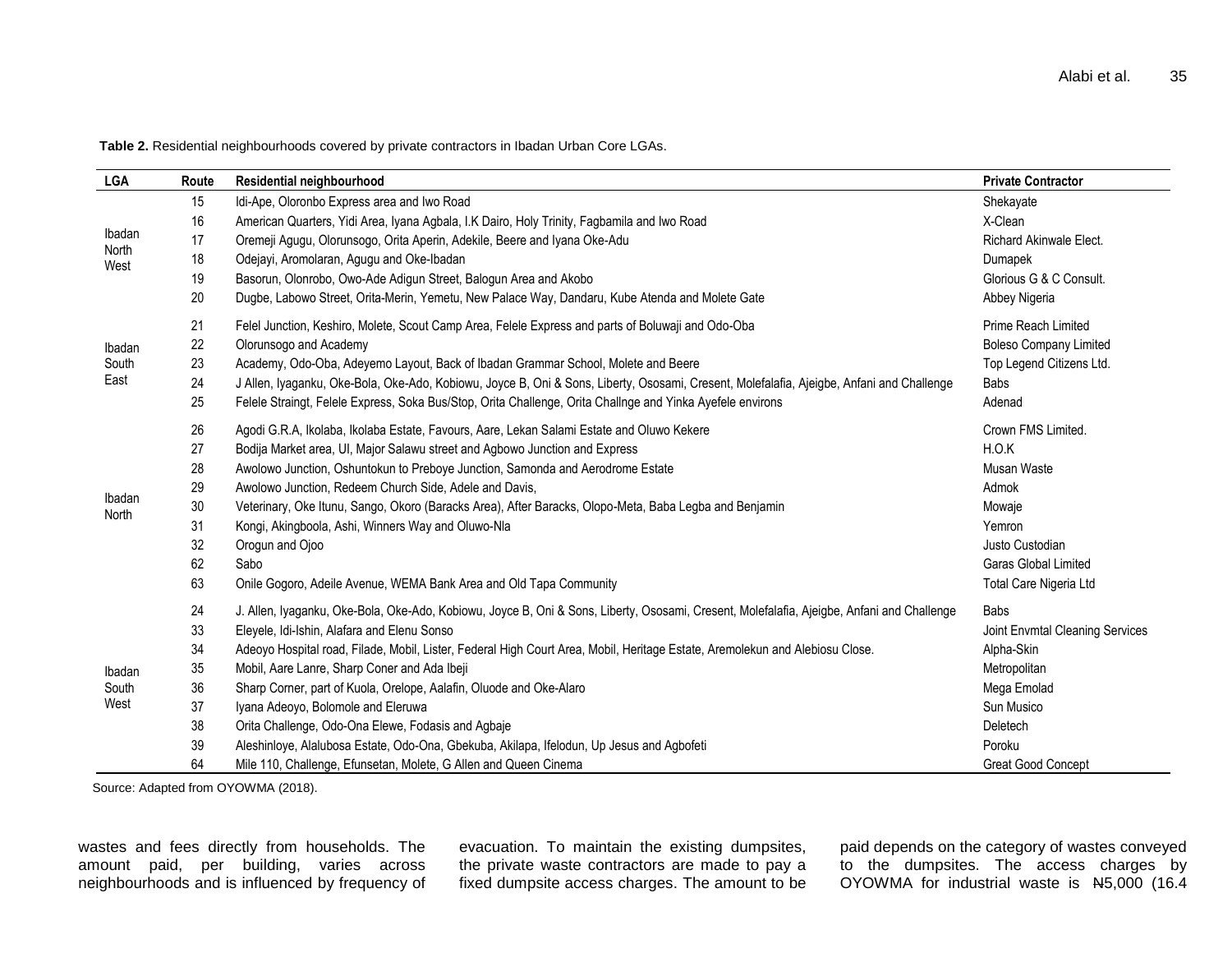**Table 2.** Residential neighbourhoods covered by private contractors in Ibadan Urban Core LGAs.

| LGA | Route | Residential neighbourhood | Private Contractor |
|---|---|---|---|
| Ibadan North West | 15 | Idi-Ape, Oloronbo Express area and Iwo Road | Shekayate |
| | 16 | American Quarters, Yidi Area, Iyana Agbala, I.K Dairo, Holy Trinity, Fagbamila and Iwo Road | X-Clean |
| | 17 | Oremeji Agugu, Olorunsogo, Orita Aperin, Adekile, Beere and Iyana Oke-Adu | Richard Akinwale Elect. |
| | 18 | Odejayi, Aromolaran, Agugu and Oke-Ibadan | Dumapek |
| | 19 | Basorun, Olonrobo, Owo-Ade Adigun Street, Balogun Area and Akobo | Glorious G & C Consult. |
| | 20 | Dugbe, Labowo Street, Orita-Merin, Yemetu, New Palace Way, Dandaru, Kube Atenda and Molete Gate | Abbey Nigeria |
| Ibadan South East | 21 | Felel Junction, Keshiro, Molete, Scout Camp Area, Felele Express and parts of Boluwaji and Odo-Oba | Prime Reach Limited |
| | 22 | Olorunsogo and Academy | Boleso Company Limited |
| | 23 | Academy, Odo-Oba, Adeyemo Layout, Back of Ibadan Grammar School, Molete and Beere | Top Legend Citizens Ltd. |
| | 24 | J Allen, Iyaganku, Oke-Bola, Oke-Ado, Kobiowu, Joyce B, Oni & Sons, Liberty, Ososami, Cresent, Molefalafia, Ajeigbe, Anfani and Challenge | Babs |
| | 25 | Felele Straingt, Felele Express, Soka Bus/Stop, Orita Challenge, Orita Challnge and Yinka Ayefele environs | Adenad |
| Ibadan North | 26 | Agodi G.R.A, Ikolaba, Ikolaba Estate, Favours, Aare, Lekan Salami Estate and Oluwo Kekere | Crown FMS Limited. |
| | 27 | Bodija Market area, UI, Major Salawu street and Agbowo Junction and Express | H.O.K |
| | 28 | Awolowo Junction, Oshuntokun to Preboye Junction, Samonda and Aerodrome Estate | Musan Waste |
| | 29 | Awolowo Junction, Redeem Church Side, Adele and Davis, | Admok |
| | 30 | Veterinary, Oke Itunu, Sango, Okoro (Baracks Area), After Baracks, Olopo-Meta, Baba Legba and Benjamin | Mowaje |
| | 31 | Kongi, Akingboola, Ashi, Winners Way and Oluwo-Nla | Yemron |
| | 32 | Orogun and Ojoo | Justo Custodian |
| | 62 | Sabo | Garas Global Limited |
| | 63 | Onile Gogoro, Adeile Avenue, WEMA Bank Area and Old Tapa Community | Total Care Nigeria Ltd |
| Ibadan South West | 24 | J. Allen, Iyaganku, Oke-Bola, Oke-Ado, Kobiowu, Joyce B, Oni & Sons, Liberty, Ososami, Cresent, Molefalafia, Ajeigbe, Anfani and Challenge | Babs |
| | 33 | Eleyele, Idi-Ishin, Alafara and Elenu Sonso | Joint Envmtal Cleaning Services |
| | 34 | Adeoyo Hospital road, Filade, Mobil, Lister, Federal High Court Area, Mobil, Heritage Estate, Aremolekun and Alebiosu Close. | Alpha-Skin |
| | 35 | Mobil, Aare Lanre, Sharp Coner and Ada Ibeji | Metropolitan |
| | 36 | Sharp Corner, part of Kuola, Orelope, Aalafin, Oluode and Oke-Alaro | Mega Emolad |
| | 37 | Iyana Adeoyo, Bolomole and Eleruwa | Sun Musico |
| | 38 | Orita Challenge, Odo-Ona Elewe, Fodasis and Agbaje | Deletech |
| | 39 | Aleshinloye, Alalubosa Estate, Odo-Ona, Gbekuba, Akilapa, Ifelodun, Up Jesus and Agbofeti | Poroku |
| | 64 | Mile 110, Challenge, Efunsetan, Molete, G Allen and Queen Cinema | Great Good Concept |

Source: Adapted from OYOWMA (2018).

wastes and fees directly from households. The amount paid, per building, varies across neighbourhoods and is influenced by frequency of evacuation. To maintain the existing dumpsites, the private waste contractors are made to pay a fixed dumpsite access charges. The amount to be paid depends on the category of wastes conveyed to the dumpsites. The access charges by OYOWMA for industrial waste is ₦5,000 (16.4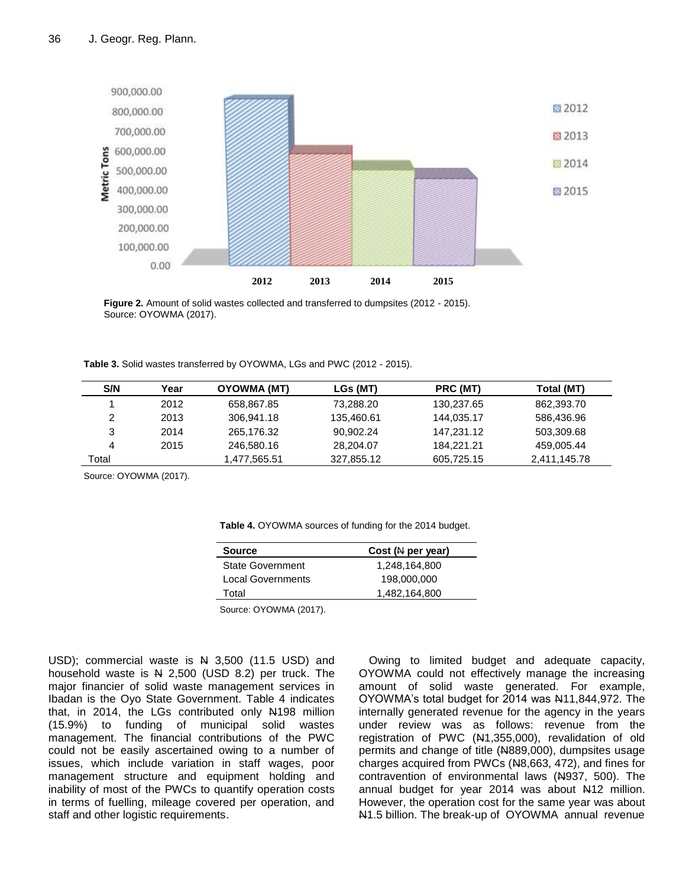900,000.00
800,000.00
700,000.00
600,000.00
500,000.00
400,000.00
300,000.00
200,000.00
100,000.00
0.00

Metric Tons

2012
2013
2014
2015

2012
2013
2014
2015

**Figure 2.** Amount of solid wastes collected and transferred to dumpsites (2012 - 2015). Source: OYOWMA (2017).

**Table 3.** Solid wastes transferred by OYOWMA, LGs and PWC (2012 - 2015).

| S/N | Year | OYOWMA (MT) | LGs (MT) | PRC (MT) | Total (MT) |
|---|---|---|---|---|---|
| 1 | 2012 | 658,867.85 | 73,288.20 | 130,237.65 | 862,393.70 |
| 2 | 2013 | 306,941.18 | 135,460.61 | 144,035.17 | 586,436.96 |
| 3 | 2014 | 265,176.32 | 90,902.24 | 147,231.12 | 503,309.68 |
| 4 | 2015 | 246,580.16 | 28,204.07 | 184,221.21 | 459,005.44 |
| Total | | 1,477,565.51 | 327,855.12 | 605,725.15 | 2,411,145.78 |

Source: OYOWMA (2017).

**Table 4.** OYOWMA sources of funding for the 2014 budget.

| Source | Cost (₦ per year) |
|---|---|
| State Government | 1,248,164,800 |
| Local Governments | 198,000,000 |
| Total | 1,482,164,800 |

Source: OYOWMA (2017).

USD); commercial waste is ₦ 3,500 (11.5 USD) and household waste is ₦ 2,500 (USD 8.2) per truck. The major financier of solid waste management services in Ibadan is the Oyo State Government. Table 4 indicates that, in 2014, the LGs contributed only ₦198 million (15.9%) to funding of municipal solid wastes management. The financial contributions of the PWC could not be easily ascertained owing to a number of issues, which include variation in staff wages, poor management structure and equipment holding and inability of most of the PWCs to quantify operation costs in terms of fuelling, mileage covered per operation, and staff and other logistic requirements.

Owing to limited budget and adequate capacity, OYOWMA could not effectively manage the increasing amount of solid waste generated. For example, OYOWMA's total budget for 2014 was ₦11,844,972. The internally generated revenue for the agency in the years under review was as follows: revenue from the registration of PWC (₦1,355,000), revalidation of old permits and change of title (₦889,000), dumpsites usage charges acquired from PWCs (₦8,663, 472), and fines for contravention of environmental laws (₦937, 500). The annual budget for year 2014 was about ₦12 million. However, the operation cost for the same year was about ₦1.5 billion. The break-up of OYOWMA annual revenue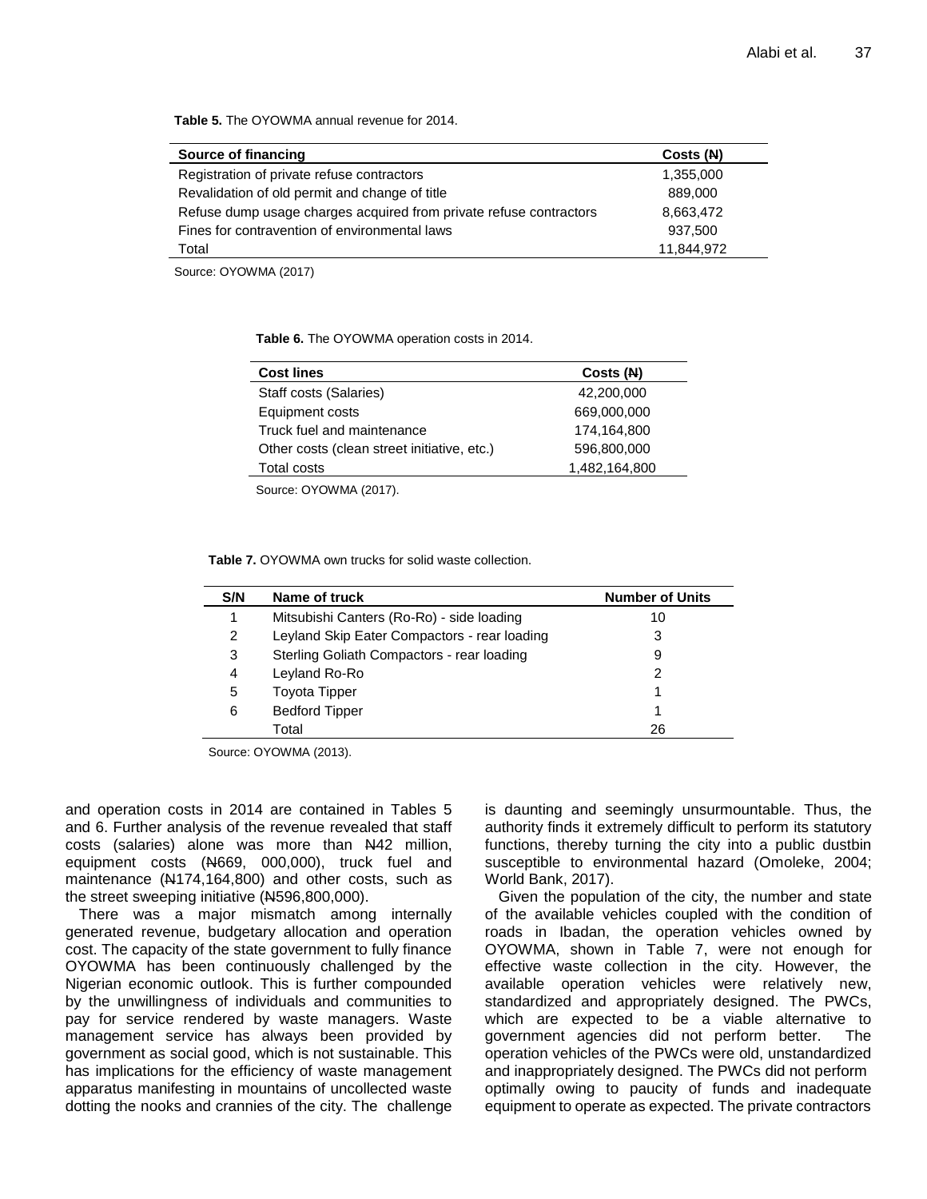**Table 5.** The OYOWMA annual revenue for 2014.

| Source of financing | Costs (₦) |
|---|---|
| Registration of private refuse contractors | 1,355,000 |
| Revalidation of old permit and change of title | 889,000 |
| Refuse dump usage charges acquired from private refuse contractors | 8,663,472 |
| Fines for contravention of environmental laws | 937,500 |
| Total | 11,844,972 |

Source: OYOWMA (2017)

**Table 6.** The OYOWMA operation costs in 2014.

| Cost lines | Costs (₦) |
|---|---|
| Staff costs (Salaries) | 42,200,000 |
| Equipment costs | 669,000,000 |
| Truck fuel and maintenance | 174,164,800 |
| Other costs (clean street initiative, etc.) | 596,800,000 |
| Total costs | 1,482,164,800 |

Source: OYOWMA (2017).

**Table 7.** OYOWMA own trucks for solid waste collection.

| S/N | Name of truck | Number of Units |
|---|---|---|
| 1 | Mitsubishi Canters (Ro-Ro) - side loading | 10 |
| 2 | Leyland Skip Eater Compactors - rear loading | 3 |
| 3 | Sterling Goliath Compactors - rear loading | 9 |
| 4 | Leyland Ro-Ro | 2 |
| 5 | Toyota Tipper | 1 |
| 6 | Bedford Tipper | 1 |
| | Total | 26 |

Source: OYOWMA (2013).

and operation costs in 2014 are contained in Tables 5 and 6. Further analysis of the revenue revealed that staff costs (salaries) alone was more than ₦42 million, equipment costs (₦669, 000,000), truck fuel and maintenance (₦174,164,800) and other costs, such as the street sweeping initiative (₦596,800,000).

There was a major mismatch among internally generated revenue, budgetary allocation and operation cost. The capacity of the state government to fully finance OYOWMA has been continuously challenged by the Nigerian economic outlook. This is further compounded by the unwillingness of individuals and communities to pay for service rendered by waste managers. Waste management service has always been provided by government as social good, which is not sustainable. This has implications for the efficiency of waste management apparatus manifesting in mountains of uncollected waste dotting the nooks and crannies of the city. The challenge is daunting and seemingly unsurmountable. Thus, the authority finds it extremely difficult to perform its statutory functions, thereby turning the city into a public dustbin susceptible to environmental hazard (Omoleke, 2004; World Bank, 2017).

Given the population of the city, the number and state of the available vehicles coupled with the condition of roads in Ibadan, the operation vehicles owned by OYOWMA, shown in Table 7, were not enough for effective waste collection in the city. However, the available operation vehicles were relatively new, standardized and appropriately designed. The PWCs, which are expected to be a viable alternative to government agencies did not perform better. The operation vehicles of the PWCs were old, unstandardized and inappropriately designed. The PWCs did not perform optimally owing to paucity of funds and inadequate equipment to operate as expected. The private contractors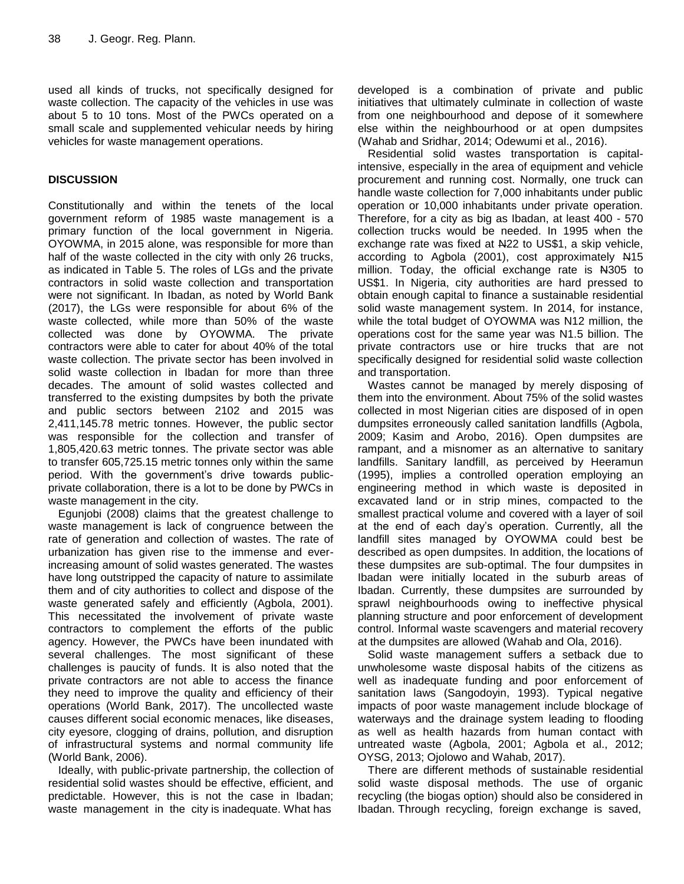used all kinds of trucks, not specifically designed for waste collection. The capacity of the vehicles in use was about 5 to 10 tons. Most of the PWCs operated on a small scale and supplemented vehicular needs by hiring vehicles for waste management operations.

## DISCUSSION

Constitutionally and within the tenets of the local government reform of 1985 waste management is a primary function of the local government in Nigeria. OYOWMA, in 2015 alone, was responsible for more than half of the waste collected in the city with only 26 trucks, as indicated in Table 5. The roles of LGs and the private contractors in solid waste collection and transportation were not significant. In Ibadan, as noted by World Bank (2017), the LGs were responsible for about 6% of the waste collected, while more than 50% of the waste collected was done by OYOWMA. The private contractors were able to cater for about 40% of the total waste collection. The private sector has been involved in solid waste collection in Ibadan for more than three decades. The amount of solid wastes collected and transferred to the existing dumpsites by both the private and public sectors between 2102 and 2015 was 2,411,145.78 metric tonnes. However, the public sector was responsible for the collection and transfer of 1,805,420.63 metric tonnes. The private sector was able to transfer 605,725.15 metric tonnes only within the same period. With the government's drive towards public-private collaboration, there is a lot to be done by PWCs in waste management in the city.

Egunjobi (2008) claims that the greatest challenge to waste management is lack of congruence between the rate of generation and collection of wastes. The rate of urbanization has given rise to the immense and ever-increasing amount of solid wastes generated. The wastes have long outstripped the capacity of nature to assimilate them and of city authorities to collect and dispose of the waste generated safely and efficiently (Agbola, 2001). This necessitated the involvement of private waste contractors to complement the efforts of the public agency. However, the PWCs have been inundated with several challenges. The most significant of these challenges is paucity of funds. It is also noted that the private contractors are not able to access the finance they need to improve the quality and efficiency of their operations (World Bank, 2017). The uncollected waste causes different social economic menaces, like diseases, city eyesore, clogging of drains, pollution, and disruption of infrastructural systems and normal community life (World Bank, 2006).

Ideally, with public-private partnership, the collection of residential solid wastes should be effective, efficient, and predictable. However, this is not the case in Ibadan; waste management in the city is inadequate. What has developed is a combination of private and public initiatives that ultimately culminate in collection of waste from one neighbourhood and depose of it somewhere else within the neighbourhood or at open dumpsites (Wahab and Sridhar, 2014; Odewumi et al., 2016).

Residential solid wastes transportation is capital-intensive, especially in the area of equipment and vehicle procurement and running cost. Normally, one truck can handle waste collection for 7,000 inhabitants under public operation or 10,000 inhabitants under private operation. Therefore, for a city as big as Ibadan, at least 400 - 570 collection trucks would be needed. In 1995 when the exchange rate was fixed at ₦22 to US$1, a skip vehicle, according to Agbola (2001), cost approximately ₦15 million. Today, the official exchange rate is ₦305 to US$1. In Nigeria, city authorities are hard pressed to obtain enough capital to finance a sustainable residential solid waste management system. In 2014, for instance, while the total budget of OYOWMA was N12 million, the operations cost for the same year was N1.5 billion. The private contractors use or hire trucks that are not specifically designed for residential solid waste collection and transportation.

Wastes cannot be managed by merely disposing of them into the environment. About 75% of the solid wastes collected in most Nigerian cities are disposed of in open dumpsites erroneously called sanitation landfills (Agbola, 2009; Kasim and Arobo, 2016). Open dumpsites are rampant, and a misnomer as an alternative to sanitary landfills. Sanitary landfill, as perceived by Heeramun (1995), implies a controlled operation employing an engineering method in which waste is deposited in excavated land or in strip mines, compacted to the smallest practical volume and covered with a layer of soil at the end of each day's operation. Currently, all the landfill sites managed by OYOWMA could best be described as open dumpsites. In addition, the locations of these dumpsites are sub-optimal. The four dumpsites in Ibadan were initially located in the suburb areas of Ibadan. Currently, these dumpsites are surrounded by sprawl neighbourhoods owing to ineffective physical planning structure and poor enforcement of development control. Informal waste scavengers and material recovery at the dumpsites are allowed (Wahab and Ola, 2016).

Solid waste management suffers a setback due to unwholesome waste disposal habits of the citizens as well as inadequate funding and poor enforcement of sanitation laws (Sangodoyin, 1993). Typical negative impacts of poor waste management include blockage of waterways and the drainage system leading to flooding as well as health hazards from human contact with untreated waste (Agbola, 2001; Agbola et al., 2012; OYSG, 2013; Ojolowo and Wahab, 2017).

There are different methods of sustainable residential solid waste disposal methods. The use of organic recycling (the biogas option) should also be considered in Ibadan. Through recycling, foreign exchange is saved,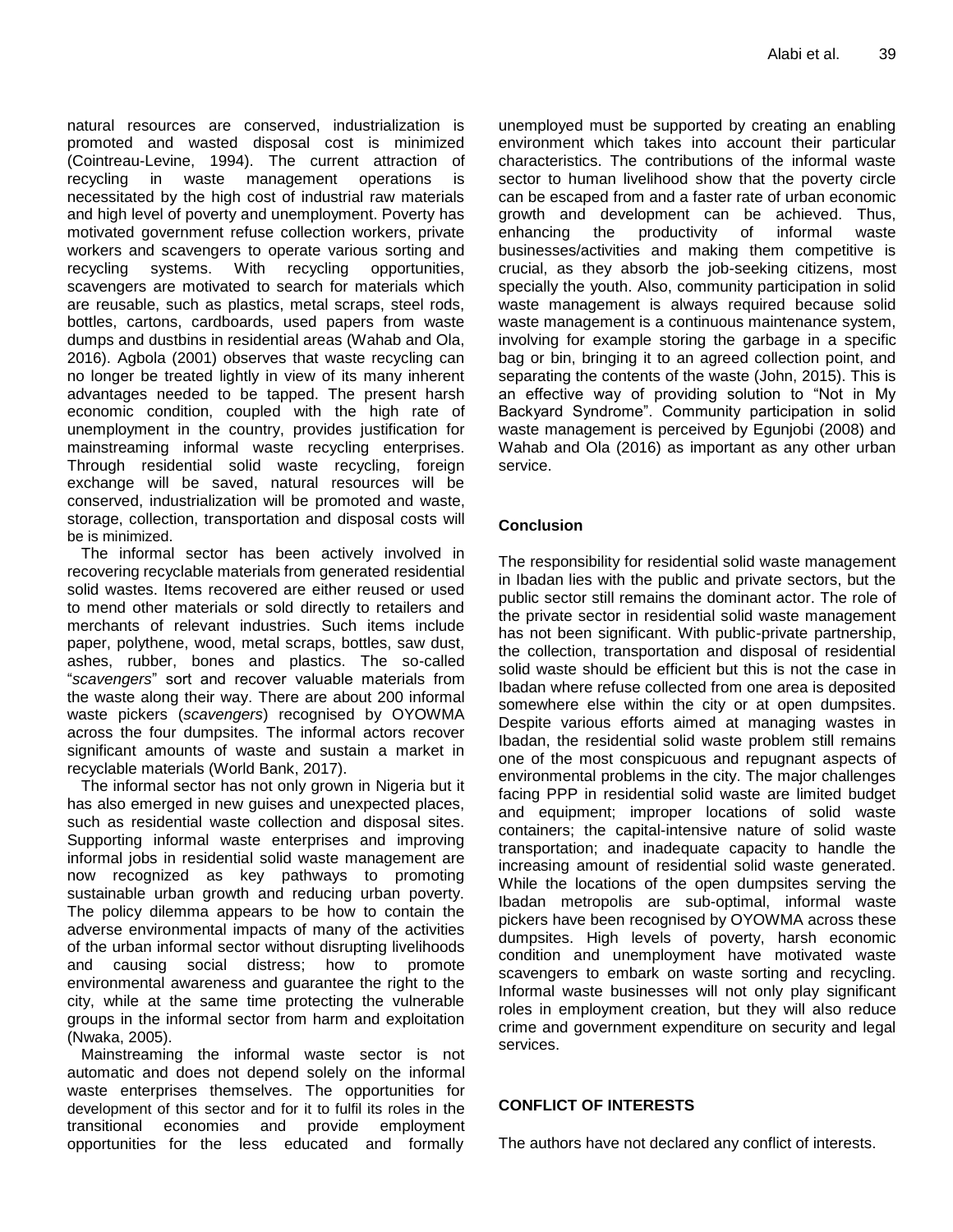natural resources are conserved, industrialization is promoted and wasted disposal cost is minimized (Cointreau-Levine, 1994). The current attraction of recycling in waste management operations is necessitated by the high cost of industrial raw materials and high level of poverty and unemployment. Poverty has motivated government refuse collection workers, private workers and scavengers to operate various sorting and recycling systems. With recycling opportunities, scavengers are motivated to search for materials which are reusable, such as plastics, metal scraps, steel rods, bottles, cartons, cardboards, used papers from waste dumps and dustbins in residential areas (Wahab and Ola, 2016). Agbola (2001) observes that waste recycling can no longer be treated lightly in view of its many inherent advantages needed to be tapped. The present harsh economic condition, coupled with the high rate of unemployment in the country, provides justification for mainstreaming informal waste recycling enterprises. Through residential solid waste recycling, foreign exchange will be saved, natural resources will be conserved, industrialization will be promoted and waste, storage, collection, transportation and disposal costs will be is minimized.

The informal sector has been actively involved in recovering recyclable materials from generated residential solid wastes. Items recovered are either reused or used to mend other materials or sold directly to retailers and merchants of relevant industries. Such items include paper, polythene, wood, metal scraps, bottles, saw dust, ashes, rubber, bones and plastics. The so-called "*scavengers*" sort and recover valuable materials from the waste along their way. There are about 200 informal waste pickers (*scavengers*) recognised by OYOWMA across the four dumpsites. The informal actors recover significant amounts of waste and sustain a market in recyclable materials (World Bank, 2017).

The informal sector has not only grown in Nigeria but it has also emerged in new guises and unexpected places, such as residential waste collection and disposal sites. Supporting informal waste enterprises and improving informal jobs in residential solid waste management are now recognized as key pathways to promoting sustainable urban growth and reducing urban poverty. The policy dilemma appears to be how to contain the adverse environmental impacts of many of the activities of the urban informal sector without disrupting livelihoods and causing social distress; how to promote environmental awareness and guarantee the right to the city, while at the same time protecting the vulnerable groups in the informal sector from harm and exploitation (Nwaka, 2005).

Mainstreaming the informal waste sector is not automatic and does not depend solely on the informal waste enterprises themselves. The opportunities for development of this sector and for it to fulfil its roles in the transitional economies and provide employment opportunities for the less educated and formally unemployed must be supported by creating an enabling environment which takes into account their particular characteristics. The contributions of the informal waste sector to human livelihood show that the poverty circle can be escaped from and a faster rate of urban economic growth and development can be achieved. Thus, enhancing the productivity of informal waste businesses/activities and making them competitive is crucial, as they absorb the job-seeking citizens, most specially the youth. Also, community participation in solid waste management is always required because solid waste management is a continuous maintenance system, involving for example storing the garbage in a specific bag or bin, bringing it to an agreed collection point, and separating the contents of the waste (John, 2015). This is an effective way of providing solution to "Not in My Backyard Syndrome". Community participation in solid waste management is perceived by Egunjobi (2008) and Wahab and Ola (2016) as important as any other urban service.

## Conclusion

The responsibility for residential solid waste management in Ibadan lies with the public and private sectors, but the public sector still remains the dominant actor. The role of the private sector in residential solid waste management has not been significant. With public-private partnership, the collection, transportation and disposal of residential solid waste should be efficient but this is not the case in Ibadan where refuse collected from one area is deposited somewhere else within the city or at open dumpsites. Despite various efforts aimed at managing wastes in Ibadan, the residential solid waste problem still remains one of the most conspicuous and repugnant aspects of environmental problems in the city. The major challenges facing PPP in residential solid waste are limited budget and equipment; improper locations of solid waste containers; the capital-intensive nature of solid waste transportation; and inadequate capacity to handle the increasing amount of residential solid waste generated. While the locations of the open dumpsites serving the Ibadan metropolis are sub-optimal, informal waste pickers have been recognised by OYOWMA across these dumpsites. High levels of poverty, harsh economic condition and unemployment have motivated waste scavengers to embark on waste sorting and recycling. Informal waste businesses will not only play significant roles in employment creation, but they will also reduce crime and government expenditure on security and legal services.

## CONFLICT OF INTERESTS

The authors have not declared any conflict of interests.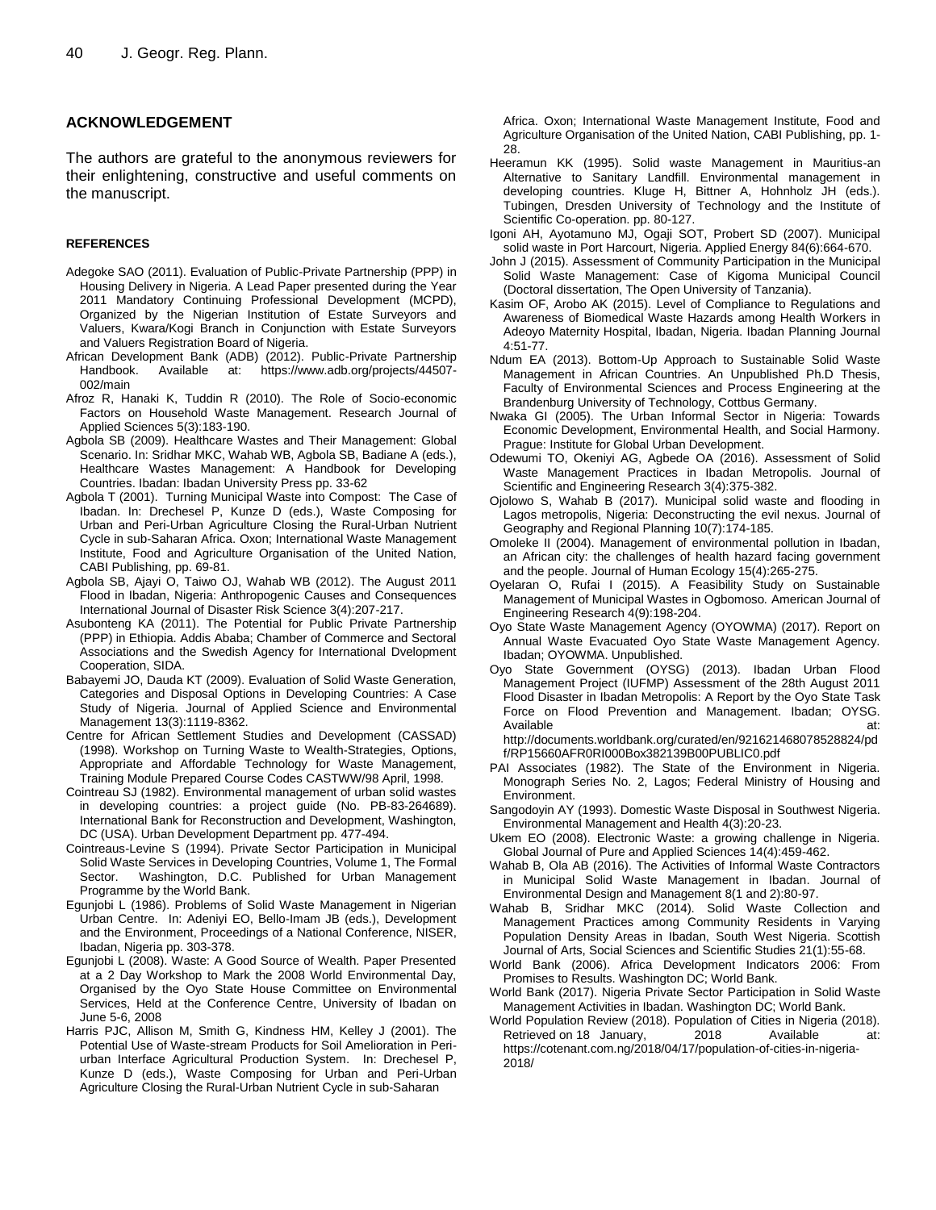## ACKNOWLEDGEMENT

The authors are grateful to the anonymous reviewers for their enlightening, constructive and useful comments on the manuscript.

### REFERENCES

Adegoke SAO (2011). Evaluation of Public-Private Partnership (PPP) in Housing Delivery in Nigeria. A Lead Paper presented during the Year 2011 Mandatory Continuing Professional Development (MCPD), Organized by the Nigerian Institution of Estate Surveyors and Valuers, Kwara/Kogi Branch in Conjunction with Estate Surveyors and Valuers Registration Board of Nigeria.

African Development Bank (ADB) (2012). Public-Private Partnership Handbook. Available at: https://www.adb.org/projects/44507-002/main

Afroz R, Hanaki K, Tuddin R (2010). The Role of Socio-economic Factors on Household Waste Management. Research Journal of Applied Sciences 5(3):183-190.

Agbola SB (2009). Healthcare Wastes and Their Management: Global Scenario. In: Sridhar MKC, Wahab WB, Agbola SB, Badiane A (eds.), Healthcare Wastes Management: A Handbook for Developing Countries. Ibadan: Ibadan University Press pp. 33-62

Agbola T (2001). Turning Municipal Waste into Compost: The Case of Ibadan. In: Drechesel P, Kunze D (eds.), Waste Composing for Urban and Peri-Urban Agriculture Closing the Rural-Urban Nutrient Cycle in sub-Saharan Africa. Oxon; International Waste Management Institute, Food and Agriculture Organisation of the United Nation, CABI Publishing, pp. 69-81.

Agbola SB, Ajayi O, Taiwo OJ, Wahab WB (2012). The August 2011 Flood in Ibadan, Nigeria: Anthropogenic Causes and Consequences International Journal of Disaster Risk Science 3(4):207-217.

Asubonteng KA (2011). The Potential for Public Private Partnership (PPP) in Ethiopia. Addis Ababa; Chamber of Commerce and Sectoral Associations and the Swedish Agency for International Dvelopment Cooperation, SIDA.

Babayemi JO, Dauda KT (2009). Evaluation of Solid Waste Generation, Categories and Disposal Options in Developing Countries: A Case Study of Nigeria. Journal of Applied Science and Environmental Management 13(3):1119-8362.

Centre for African Settlement Studies and Development (CASSAD) (1998). Workshop on Turning Waste to Wealth-Strategies, Options, Appropriate and Affordable Technology for Waste Management, Training Module Prepared Course Codes CASTWW/98 April, 1998.

Cointreau SJ (1982). Environmental management of urban solid wastes in developing countries: a project guide (No. PB-83-264689). International Bank for Reconstruction and Development, Washington, DC (USA). Urban Development Department pp. 477-494.

Cointreaus-Levine S (1994). Private Sector Participation in Municipal Solid Waste Services in Developing Countries, Volume 1, The Formal Sector. Washington, D.C. Published for Urban Management Programme by the World Bank.

Egunjobi L (1986). Problems of Solid Waste Management in Nigerian Urban Centre. In: Adeniyi EO, Bello-Imam JB (eds.), Development and the Environment, Proceedings of a National Conference, NISER, Ibadan, Nigeria pp. 303-378.

Egunjobi L (2008). Waste: A Good Source of Wealth. Paper Presented at a 2 Day Workshop to Mark the 2008 World Environmental Day, Organised by the Oyo State House Committee on Environmental Services, Held at the Conference Centre, University of Ibadan on June 5-6, 2008

Harris PJC, Allison M, Smith G, Kindness HM, Kelley J (2001). The Potential Use of Waste-stream Products for Soil Amelioration in Peri-urban Interface Agricultural Production System. In: Drechesel P, Kunze D (eds.), Waste Composing for Urban and Peri-Urban Agriculture Closing the Rural-Urban Nutrient Cycle in sub-Saharan Africa. Oxon; International Waste Management Institute, Food and Agriculture Organisation of the United Nation, CABI Publishing, pp. 1-28.

Heeramun KK (1995). Solid waste Management in Mauritius-an Alternative to Sanitary Landfill. Environmental management in developing countries. Kluge H, Bittner A, Hohnholz JH (eds.). Tubingen, Dresden University of Technology and the Institute of Scientific Co-operation. pp. 80-127.

Igoni AH, Ayotamuno MJ, Ogaji SOT, Probert SD (2007). Municipal solid waste in Port Harcourt, Nigeria. Applied Energy 84(6):664-670.

John J (2015). Assessment of Community Participation in the Municipal Solid Waste Management: Case of Kigoma Municipal Council (Doctoral dissertation, The Open University of Tanzania).

Kasim OF, Arobo AK (2015). Level of Compliance to Regulations and Awareness of Biomedical Waste Hazards among Health Workers in Adeoyo Maternity Hospital, Ibadan, Nigeria. Ibadan Planning Journal 4:51-77.

Ndum EA (2013). Bottom-Up Approach to Sustainable Solid Waste Management in African Countries. An Unpublished Ph.D Thesis, Faculty of Environmental Sciences and Process Engineering at the Brandenburg University of Technology, Cottbus Germany.

Nwaka GI (2005). The Urban Informal Sector in Nigeria: Towards Economic Development, Environmental Health, and Social Harmony. Prague: Institute for Global Urban Development.

Odewumi TO, Okeniyi AG, Agbede OA (2016). Assessment of Solid Waste Management Practices in Ibadan Metropolis. Journal of Scientific and Engineering Research 3(4):375-382.

Ojolowo S, Wahab B (2017). Municipal solid waste and flooding in Lagos metropolis, Nigeria: Deconstructing the evil nexus. Journal of Geography and Regional Planning 10(7):174-185.

Omoleke II (2004). Management of environmental pollution in Ibadan, an African city: the challenges of health hazard facing government and the people. Journal of Human Ecology 15(4):265-275.

Oyelaran O, Rufai I (2015). A Feasibility Study on Sustainable Management of Municipal Wastes in Ogbomoso. American Journal of Engineering Research 4(9):198-204.

Oyo State Waste Management Agency (OYOWMA) (2017). Report on Annual Waste Evacuated Oyo State Waste Management Agency. Ibadan; OYOWMA. Unpublished.

Oyo State Government (OYSG) (2013). Ibadan Urban Flood Management Project (IUFMP) Assessment of the 28th August 2011 Flood Disaster in Ibadan Metropolis: A Report by the Oyo State Task Force on Flood Prevention and Management. Ibadan; OYSG. Available at: http://documents.worldbank.org/curated/en/921621468078528824/pdf/RP15660AFR0RI000Box382139B00PUBLIC0.pdf

PAI Associates (1982). The State of the Environment in Nigeria. Monograph Series No. 2, Lagos; Federal Ministry of Housing and Environment.

Sangodoyin AY (1993). Domestic Waste Disposal in Southwest Nigeria. Environmental Management and Health 4(3):20-23.

Ukem EO (2008). Electronic Waste: a growing challenge in Nigeria. Global Journal of Pure and Applied Sciences 14(4):459-462.

Wahab B, Ola AB (2016). The Activities of Informal Waste Contractors in Municipal Solid Waste Management in Ibadan. Journal of Environmental Design and Management 8(1 and 2):80-97.

Wahab B, Sridhar MKC (2014). Solid Waste Collection and Management Practices among Community Residents in Varying Population Density Areas in Ibadan, South West Nigeria. Scottish Journal of Arts, Social Sciences and Scientific Studies 21(1):55-68.

World Bank (2006). Africa Development Indicators 2006: From Promises to Results. Washington DC; World Bank.

World Bank (2017). Nigeria Private Sector Participation in Solid Waste Management Activities in Ibadan. Washington DC; World Bank.

World Population Review (2018). Population of Cities in Nigeria (2018). Retrieved on 18 January, 2018 Available at: https://cotenant.com.ng/2018/04/17/population-of-cities-in-nigeria-2018/